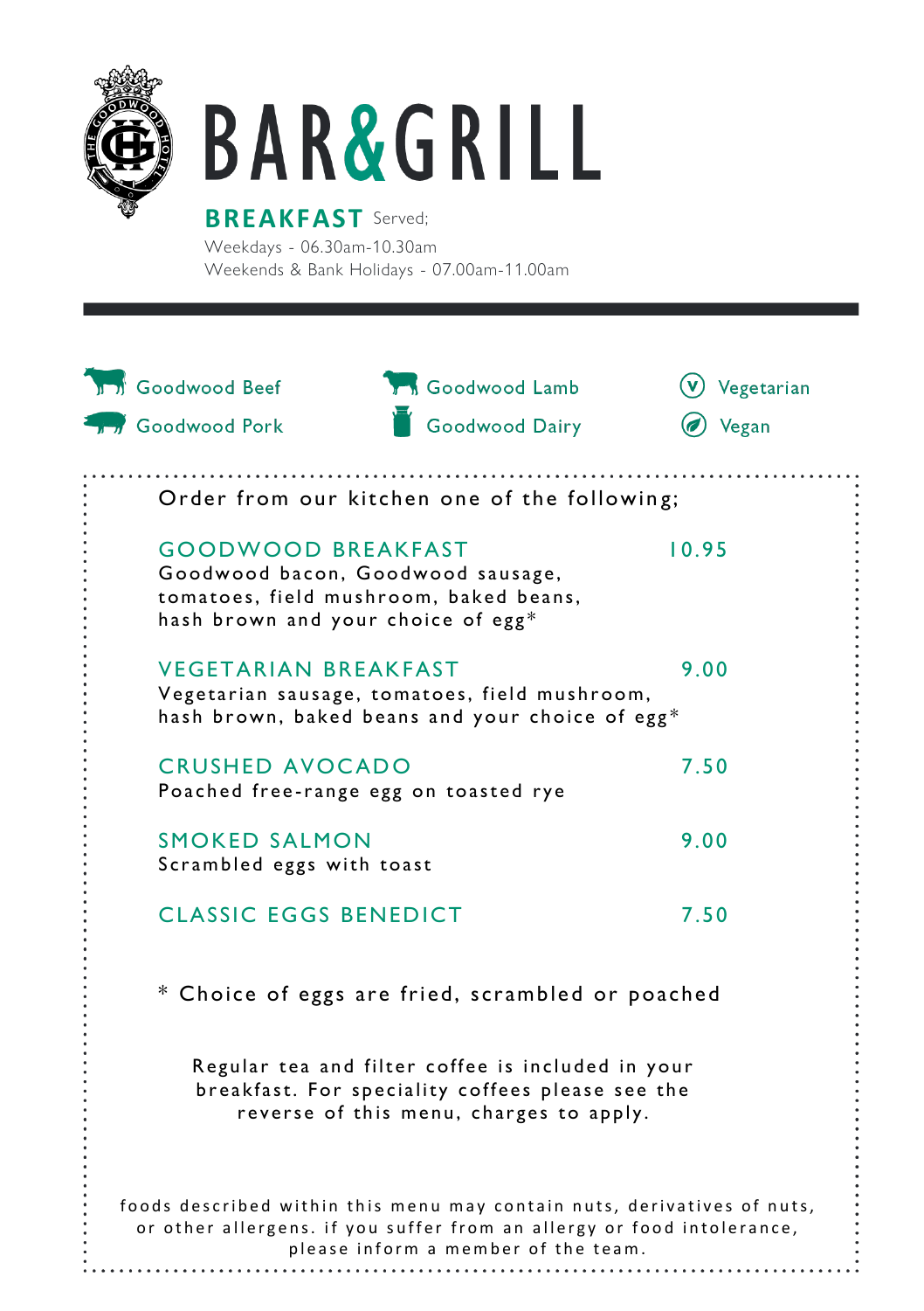# BAR&GRILL

## BREAKFAST

Served;
Weekdays - 06.30am-10.30am
Weekends & Bank Holidays - 07.00am-11.00am

Goodwood Beef | Goodwood Lamb | (v) Vegetarian
Goodwood Pork | Goodwood Dairy | Vegan

Order from our kitchen one of the following;

**GOODWOOD BREAKFAST** 10.95
Goodwood bacon, Goodwood sausage, tomatoes, field mushroom, baked beans, hash brown and your choice of egg*

**VEGETARIAN BREAKFAST** 9.00
Vegetarian sausage, tomatoes, field mushroom, hash brown, baked beans and your choice of egg*

**CRUSHED AVOCADO** 7.50
Poached free-range egg on toasted rye

**SMOKED SALMON** 9.00
Scrambled eggs with toast

**CLASSIC EGGS BENEDICT** 7.50

* Choice of eggs are fried, scrambled or poached

Regular tea and filter coffee is included in your breakfast. For speciality coffees please see the reverse of this menu, charges to apply.

foods described within this menu may contain nuts, derivatives of nuts, or other allergens. if you suffer from an allergy or food intolerance, please inform a member of the team.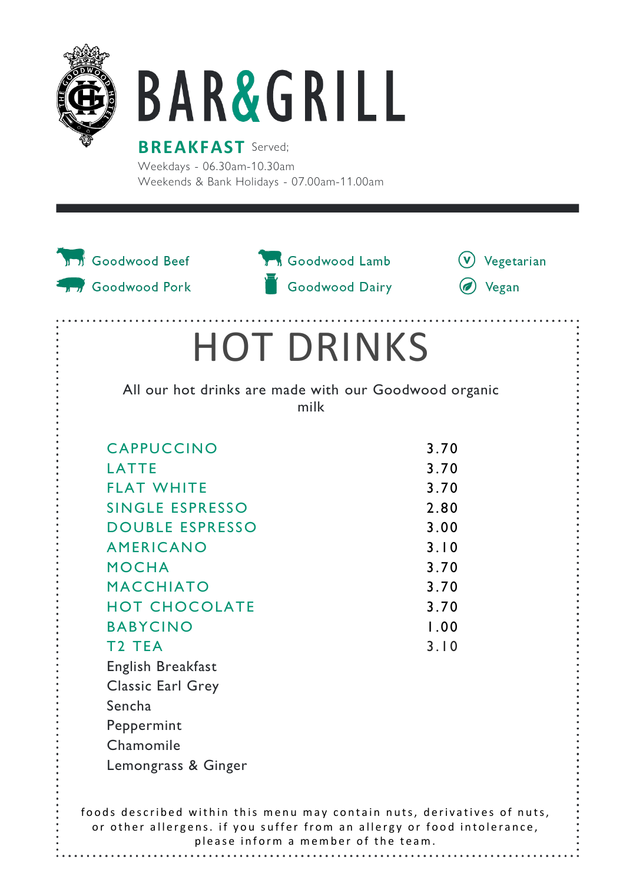# BAR&GRILL

**BREAKFAST** Served;

Weekdays - 06.30am-10.30am
Weekends & Bank Holidays - 07.00am-11.00am

Goodwood Beef
Goodwood Pork
Goodwood Lamb
Goodwood Dairy
Vegetarian
Vegan

## HOT DRINKS

All our hot drinks are made with our Goodwood organic milk

| | |
|---|---|
| CAPPUCCINO | 3.70 |
| LATTE | 3.70 |
| FLAT WHITE | 3.70 |
| SINGLE ESPRESSO | 2.80 |
| DOUBLE ESPRESSO | 3.00 |
| AMERICANO | 3.10 |
| MOCHA | 3.70 |
| MACCHIATO | 3.70 |
| HOT CHOCOLATE | 3.70 |
| BABYCINO | 1.00 |
| T2 TEA | 3.10 |

English Breakfast
Classic Earl Grey
Sencha
Peppermint
Chamomile
Lemongrass & Ginger

foods described within this menu may contain nuts, derivatives of nuts, or other allergens. if you suffer from an allergy or food intolerance, please inform a member of the team.